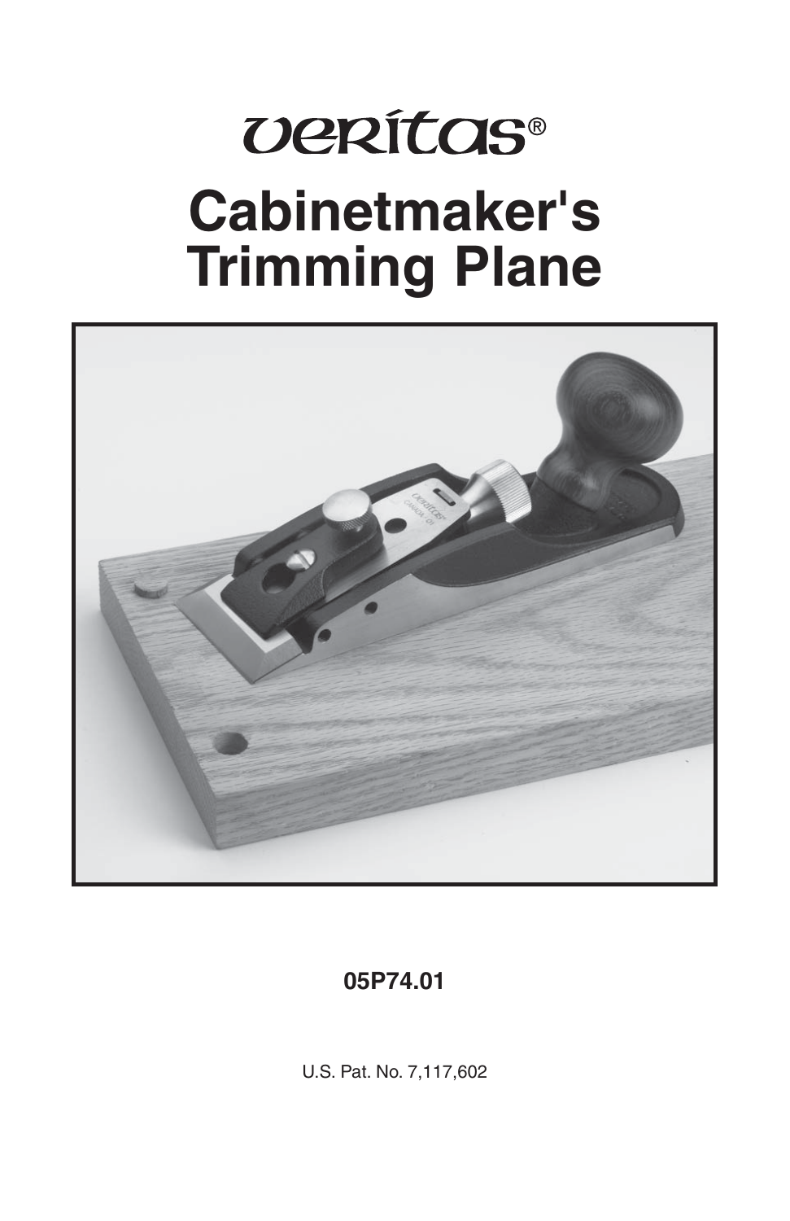veritas®

# Cabinetmaker's Trimming Plane

**05P74.01**

U.S. Pat. No. 7,117,602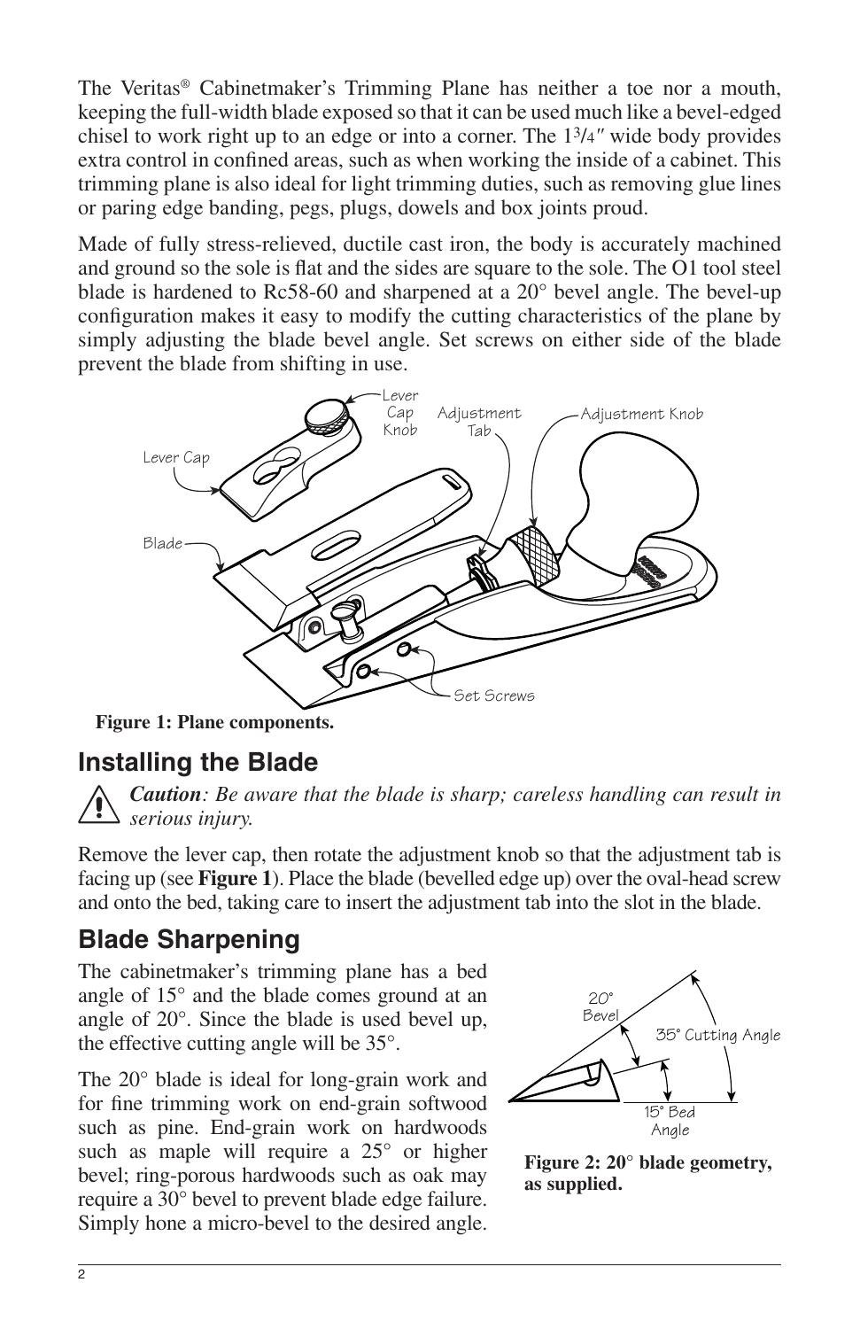The Veritas® Cabinetmaker's Trimming Plane has neither a toe nor a mouth, keeping the full-width blade exposed so that it can be used much like a bevel-edged chisel to work right up to an edge or into a corner. The 1 3/4″ wide body provides extra control in confined areas, such as when working the inside of a cabinet. This trimming plane is also ideal for light trimming duties, such as removing glue lines or paring edge banding, pegs, plugs, dowels and box joints proud.

Made of fully stress-relieved, ductile cast iron, the body is accurately machined and ground so the sole is flat and the sides are square to the sole. The O1 tool steel blade is hardened to Rc58-60 and sharpened at a 20° bevel angle. The bevel-up configuration makes it easy to modify the cutting characteristics of the plane by simply adjusting the blade bevel angle. Set screws on either side of the blade prevent the blade from shifting in use.

**Figure 1: Plane components.**

## Installing the Blade

***Caution**: Be aware that the blade is sharp; careless handling can result in serious injury.*

Remove the lever cap, then rotate the adjustment knob so that the adjustment tab is facing up (see **Figure 1**). Place the blade (bevelled edge up) over the oval-head screw and onto the bed, taking care to insert the adjustment tab into the slot in the blade.

## Blade Sharpening

The cabinetmaker's trimming plane has a bed angle of 15° and the blade comes ground at an angle of 20°. Since the blade is used bevel up, the effective cutting angle will be 35°.

The 20° blade is ideal for long-grain work and for fine trimming work on end-grain softwood such as pine. End-grain work on hardwoods such as maple will require a 25° or higher bevel; ring-porous hardwoods such as oak may require a 30° bevel to prevent blade edge failure. Simply hone a micro-bevel to the desired angle.

**Figure 2: 20° blade geometry, as supplied.**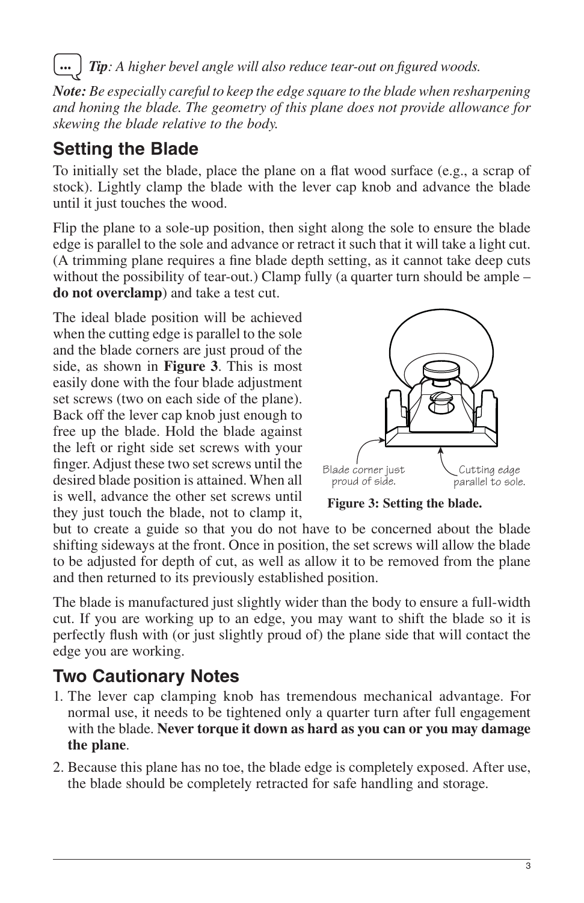***Tip**: A higher bevel angle will also reduce tear-out on figured woods.*

***Note:** Be especially careful to keep the edge square to the blade when resharpening and honing the blade. The geometry of this plane does not provide allowance for skewing the blade relative to the body.*

## Setting the Blade

To initially set the blade, place the plane on a flat wood surface (e.g., a scrap of stock). Lightly clamp the blade with the lever cap knob and advance the blade until it just touches the wood.

Flip the plane to a sole-up position, then sight along the sole to ensure the blade edge is parallel to the sole and advance or retract it such that it will take a light cut. (A trimming plane requires a fine blade depth setting, as it cannot take deep cuts without the possibility of tear-out.) Clamp fully (a quarter turn should be ample – **do not overclamp**) and take a test cut.

The ideal blade position will be achieved when the cutting edge is parallel to the sole and the blade corners are just proud of the side, as shown in **Figure 3**. This is most easily done with the four blade adjustment set screws (two on each side of the plane). Back off the lever cap knob just enough to free up the blade. Hold the blade against the left or right side set screws with your finger. Adjust these two set screws until the desired blade position is attained. When all is well, advance the other set screws until they just touch the blade, not to clamp it, but to create a guide so that you do not have to be concerned about the blade shifting sideways at the front. Once in position, the set screws will allow the blade to be adjusted for depth of cut, as well as allow it to be removed from the plane and then returned to its previously established position.

Blade corner just proud of side.

Cutting edge parallel to sole.

**Figure 3: Setting the blade.**

The blade is manufactured just slightly wider than the body to ensure a full-width cut. If you are working up to an edge, you may want to shift the blade so it is perfectly flush with (or just slightly proud of) the plane side that will contact the edge you are working.

## Two Cautionary Notes

1. The lever cap clamping knob has tremendous mechanical advantage. For normal use, it needs to be tightened only a quarter turn after full engagement with the blade. **Never torque it down as hard as you can or you may damage the plane**.
2. Because this plane has no toe, the blade edge is completely exposed. After use, the blade should be completely retracted for safe handling and storage.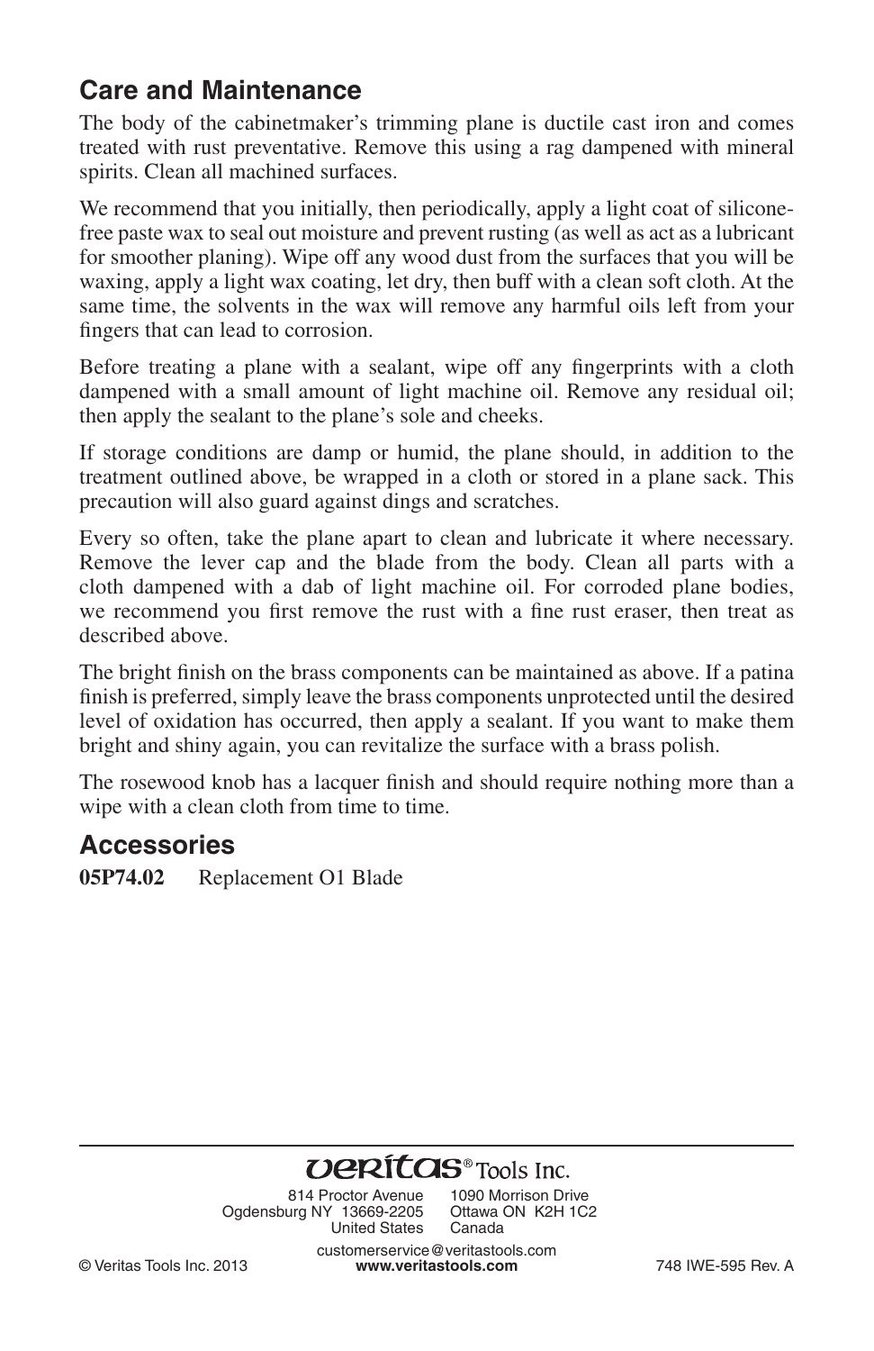## Care and Maintenance

The body of the cabinetmaker's trimming plane is ductile cast iron and comes treated with rust preventative. Remove this using a rag dampened with mineral spirits. Clean all machined surfaces.

We recommend that you initially, then periodically, apply a light coat of silicone-free paste wax to seal out moisture and prevent rusting (as well as act as a lubricant for smoother planing). Wipe off any wood dust from the surfaces that you will be waxing, apply a light wax coating, let dry, then buff with a clean soft cloth. At the same time, the solvents in the wax will remove any harmful oils left from your fingers that can lead to corrosion.

Before treating a plane with a sealant, wipe off any fingerprints with a cloth dampened with a small amount of light machine oil. Remove any residual oil; then apply the sealant to the plane's sole and cheeks.

If storage conditions are damp or humid, the plane should, in addition to the treatment outlined above, be wrapped in a cloth or stored in a plane sack. This precaution will also guard against dings and scratches.

Every so often, take the plane apart to clean and lubricate it where necessary. Remove the lever cap and the blade from the body. Clean all parts with a cloth dampened with a dab of light machine oil. For corroded plane bodies, we recommend you first remove the rust with a fine rust eraser, then treat as described above.

The bright finish on the brass components can be maintained as above. If a patina finish is preferred, simply leave the brass components unprotected until the desired level of oxidation has occurred, then apply a sealant. If you want to make them bright and shiny again, you can revitalize the surface with a brass polish.

The rosewood knob has a lacquer finish and should require nothing more than a wipe with a clean cloth from time to time.

## Accessories

**05P74.02** Replacement O1 Blade

Veritas® Tools Inc.

814 Proctor Avenue
Ogdensburg NY 13669-2205
United States

1090 Morrison Drive
Ottawa ON K2H 1C2
Canada

customerservice@veritastools.com
**www.veritastools.com**

© Veritas Tools Inc. 2013

748 IWE-595 Rev. A